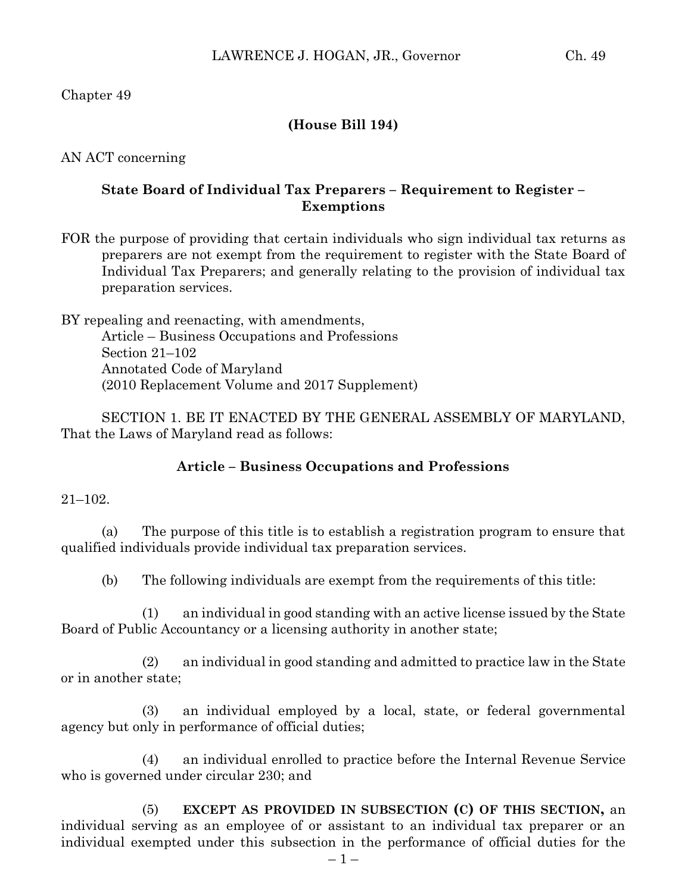Chapter 49

**(House Bill 194)**

AN ACT concerning

**State Board of Individual Tax Preparers – Requirement to Register – Exemptions**

FOR the purpose of providing that certain individuals who sign individual tax returns as preparers are not exempt from the requirement to register with the State Board of Individual Tax Preparers; and generally relating to the provision of individual tax preparation services.

BY repealing and reenacting, with amendments,
Article – Business Occupations and Professions
Section 21–102
Annotated Code of Maryland
(2010 Replacement Volume and 2017 Supplement)

SECTION 1. BE IT ENACTED BY THE GENERAL ASSEMBLY OF MARYLAND, That the Laws of Maryland read as follows:

**Article – Business Occupations and Professions**

21–102.

(a) The purpose of this title is to establish a registration program to ensure that qualified individuals provide individual tax preparation services.

(b) The following individuals are exempt from the requirements of this title:

(1) an individual in good standing with an active license issued by the State Board of Public Accountancy or a licensing authority in another state;

(2) an individual in good standing and admitted to practice law in the State or in another state;

(3) an individual employed by a local, state, or federal governmental agency but only in performance of official duties;

(4) an individual enrolled to practice before the Internal Revenue Service who is governed under circular 230; and

(5) **EXCEPT AS PROVIDED IN SUBSECTION (C) OF THIS SECTION,** an individual serving as an employee of or assistant to an individual tax preparer or an individual exempted under this subsection in the performance of official duties for the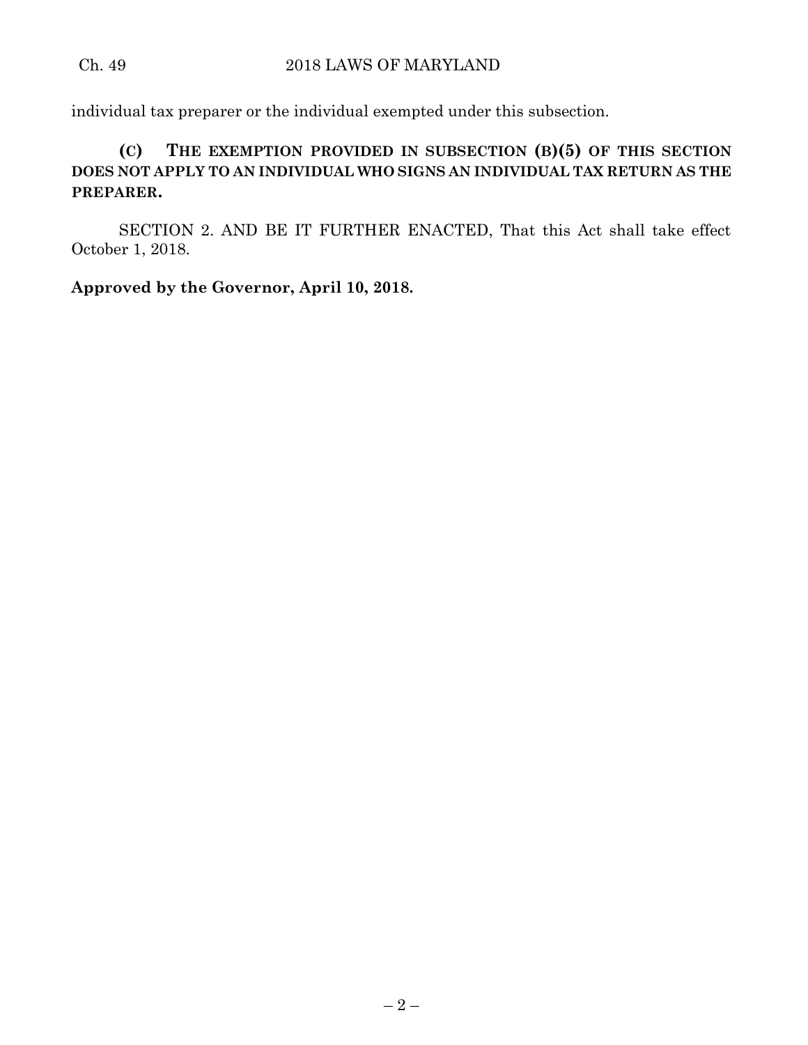individual tax preparer or the individual exempted under this subsection.

**(C) THE EXEMPTION PROVIDED IN SUBSECTION (B)(5) OF THIS SECTION DOES NOT APPLY TO AN INDIVIDUAL WHO SIGNS AN INDIVIDUAL TAX RETURN AS THE PREPARER.**

SECTION 2. AND BE IT FURTHER ENACTED, That this Act shall take effect October 1, 2018.

**Approved by the Governor, April 10, 2018.**